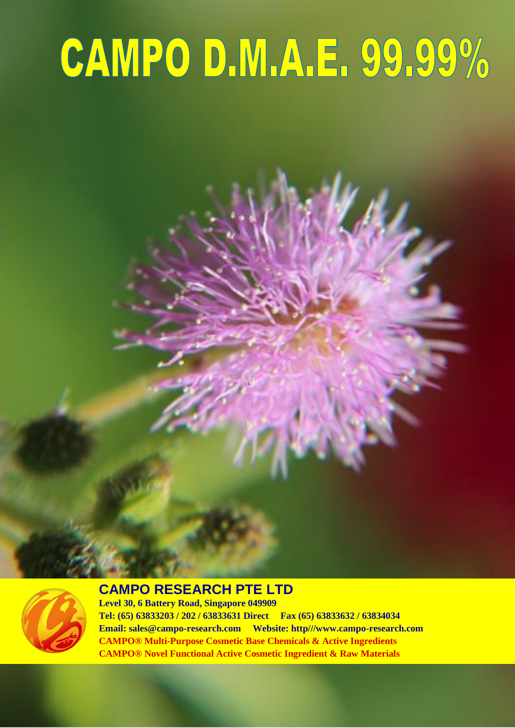# CAMPO D.M.A.E. 99.99%

## CAMPO RESEARCH PTE LTD

**Level 30, 6 Battery Road, Singapore 049909**
**Tel: (65) 63833203 / 202 / 63833631 Direct Fax (65) 63833632 / 63834034**
**Email: sales@campo-research.com Website: http///www.campo-research.com**
**CAMPO® Multi-Purpose Cosmetic Base Chemicals & Active Ingredients**
**CAMPO® Novel Functional Active Cosmetic Ingredient & Raw Materials**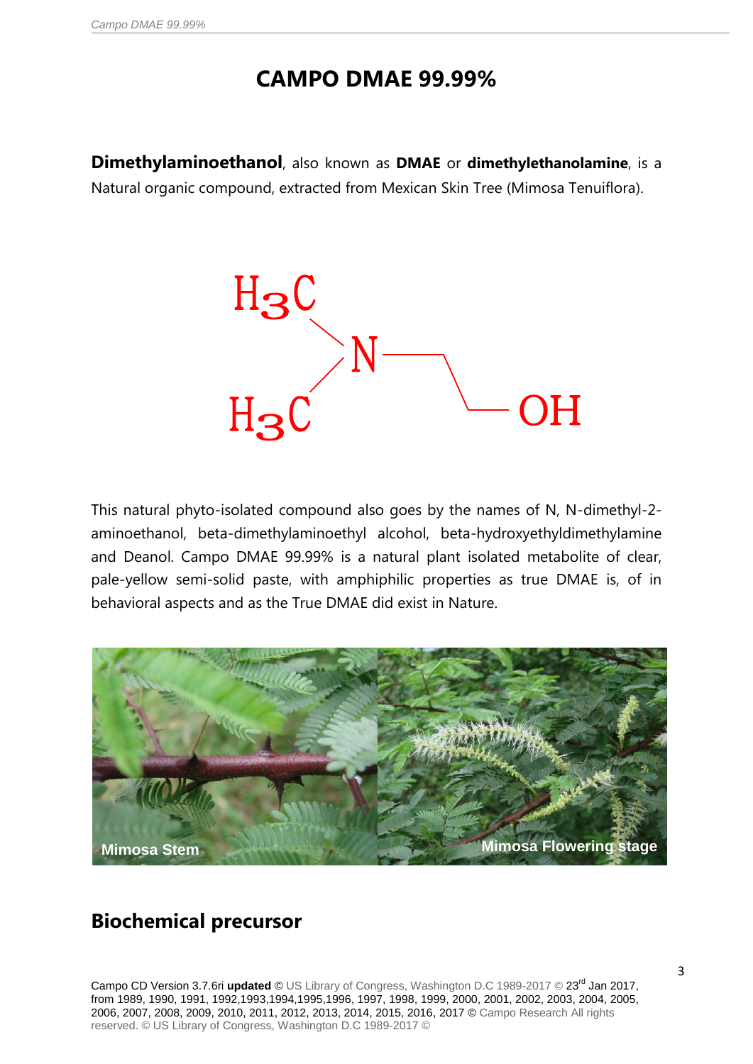# CAMPO DMAE 99.99%

**Dimethylaminoethanol**, also known as **DMAE** or **dimethylethanolamine**, is a Natural organic compound, extracted from Mexican Skin Tree (Mimosa Tenuiflora).

This natural phyto-isolated compound also goes by the names of N, N-dimethyl-2-aminoethanol, beta-dimethylaminoethyl alcohol, beta-hydroxyethyldimethylamine and Deanol. Campo DMAE 99.99% is a natural plant isolated metabolite of clear, pale-yellow semi-solid paste, with amphiphilic properties as true DMAE is, of in behavioral aspects and as the True DMAE did exist in Nature.

Mimosa Stem

Mimosa Flowering stage

## Biochemical precursor

Campo CD Version 3.7.6ri **updated** © US Library of Congress, Washington D.C 1989-2017 © 23rd Jan 2017, from 1989, 1990, 1991, 1992,1993,1994,1995,1996, 1997, 1998, 1999, 2000, 2001, 2002, 2003, 2004, 2005, 2006, 2007, 2008, 2009, 2010, 2011, 2012, 2013, 2014, 2015, 2016, 2017 © Campo Research All rights reserved. © US Library of Congress, Washington D.C 1989-2017 ©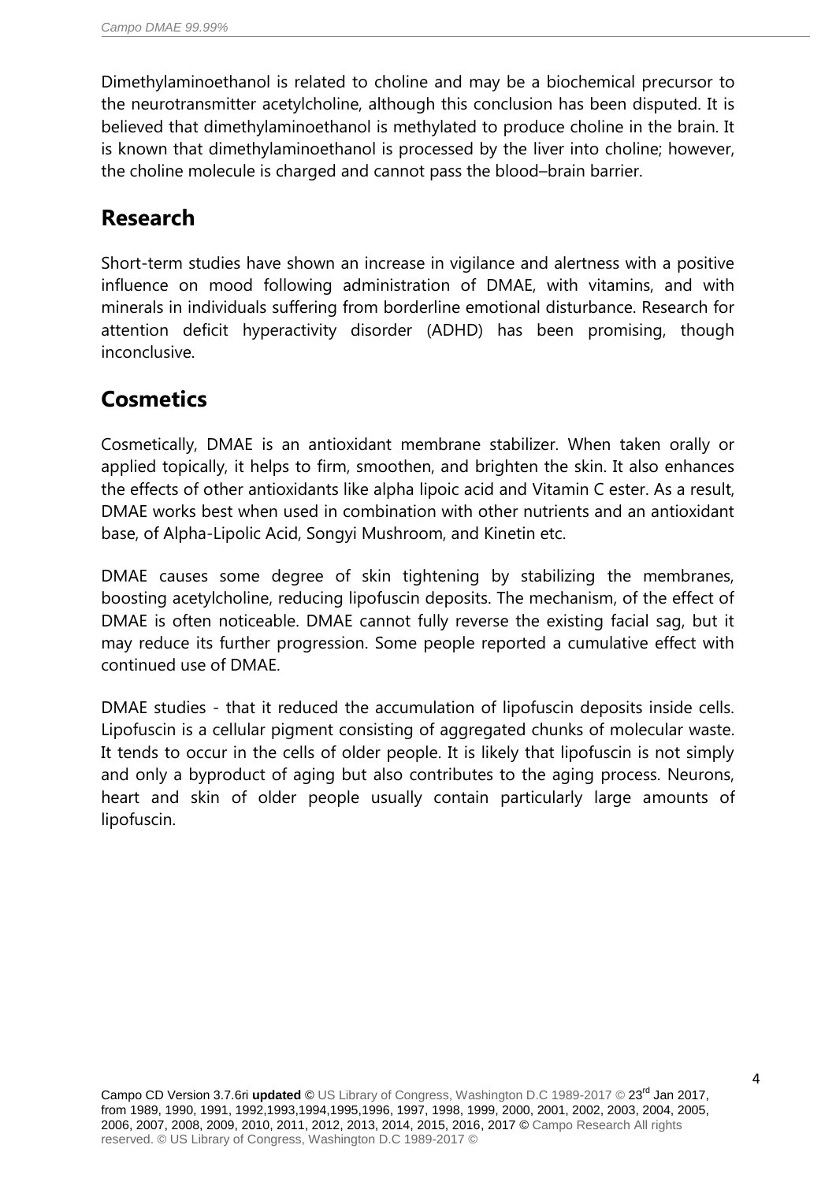Dimethylaminoethanol is related to choline and may be a biochemical precursor to the neurotransmitter acetylcholine, although this conclusion has been disputed. It is believed that dimethylaminoethanol is methylated to produce choline in the brain. It is known that dimethylaminoethanol is processed by the liver into choline; however, the choline molecule is charged and cannot pass the blood–brain barrier.

## Research

Short-term studies have shown an increase in vigilance and alertness with a positive influence on mood following administration of DMAE, with vitamins, and with minerals in individuals suffering from borderline emotional disturbance. Research for attention deficit hyperactivity disorder (ADHD) has been promising, though inconclusive.

## Cosmetics

Cosmetically, DMAE is an antioxidant membrane stabilizer. When taken orally or applied topically, it helps to firm, smoothen, and brighten the skin. It also enhances the effects of other antioxidants like alpha lipoic acid and Vitamin C ester. As a result, DMAE works best when used in combination with other nutrients and an antioxidant base, of Alpha-Lipolic Acid, Songyi Mushroom, and Kinetin etc.

DMAE causes some degree of skin tightening by stabilizing the membranes, boosting acetylcholine, reducing lipofuscin deposits. The mechanism, of the effect of DMAE is often noticeable. DMAE cannot fully reverse the existing facial sag, but it may reduce its further progression. Some people reported a cumulative effect with continued use of DMAE.

DMAE studies - that it reduced the accumulation of lipofuscin deposits inside cells. Lipofuscin is a cellular pigment consisting of aggregated chunks of molecular waste. It tends to occur in the cells of older people. It is likely that lipofuscin is not simply and only a byproduct of aging but also contributes to the aging process. Neurons, heart and skin of older people usually contain particularly large amounts of lipofuscin.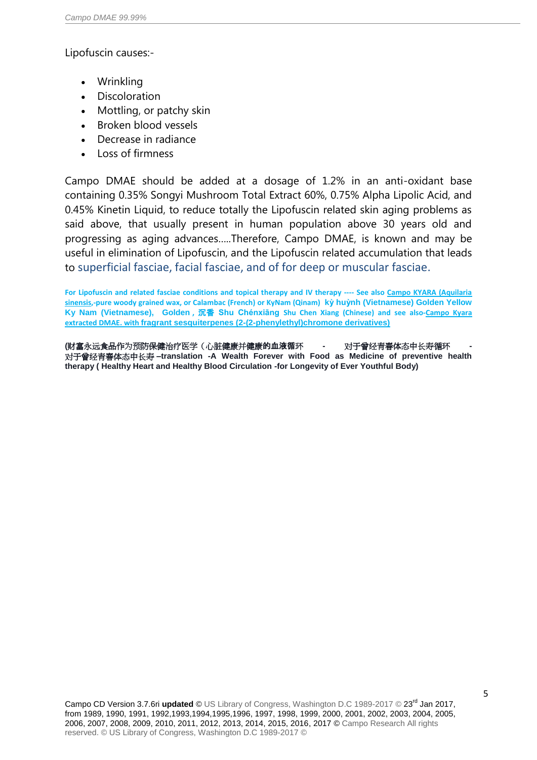Lipofuscin causes:-

- Wrinkling
- Discoloration
- Mottling, or patchy skin
- Broken blood vessels
- Decrease in radiance
- Loss of firmness

Campo DMAE should be added at a dosage of 1.2% in an anti-oxidant base containing 0.35% Songyi Mushroom Total Extract 60%, 0.75% Alpha Lipolic Acid, and 0.45% Kinetin Liquid, to reduce totally the Lipofuscin related skin aging problems as said above, that usually present in human population above 30 years old and progressing as aging advances…..Therefore, Campo DMAE, is known and may be useful in elimination of Lipofuscin, and the Lipofuscin related accumulation that leads to superficial fasciae, facial fasciae, and of for deep or muscular fasciae.

**For Lipofuscin and related fasciae conditions and topical therapy and IV therapy ---- See also Campo KYARA (Aquilaria sinensis,-pure woody grained wax, or Calambac (French) or KyNam (Qinam) kỳ huỳnh (Vietnamese) Golden Yellow Ky Nam (Vietnamese), Golden , 沉香 Shu Chénxiāng Shu Chen Xiang (Chinese) and see also-Campo Kyara extracted DMAE. with fragrant sesquiterpenes (2-(2-phenylethyl)chromone derivatives)**

**(财富永远食品作为预防保健治疗医学（心脏健康并健康的血液循环 - 对于曾经青春体态中长寿循环 - 对于曾经青春体态中长寿 –translation -A Wealth Forever with Food as Medicine of preventive health therapy ( Healthy Heart and Healthy Blood Circulation -for Longevity of Ever Youthful Body)**

Campo CD Version 3.7.6ri **updated** © US Library of Congress, Washington D.C 1989-2017 © 23rd Jan 2017, from 1989, 1990, 1991, 1992,1993,1994,1995,1996, 1997, 1998, 1999, 2000, 2001, 2002, 2003, 2004, 2005, 2006, 2007, 2008, 2009, 2010, 2011, 2012, 2013, 2014, 2015, 2016, 2017 © Campo Research All rights reserved. © US Library of Congress, Washington D.C 1989-2017 ©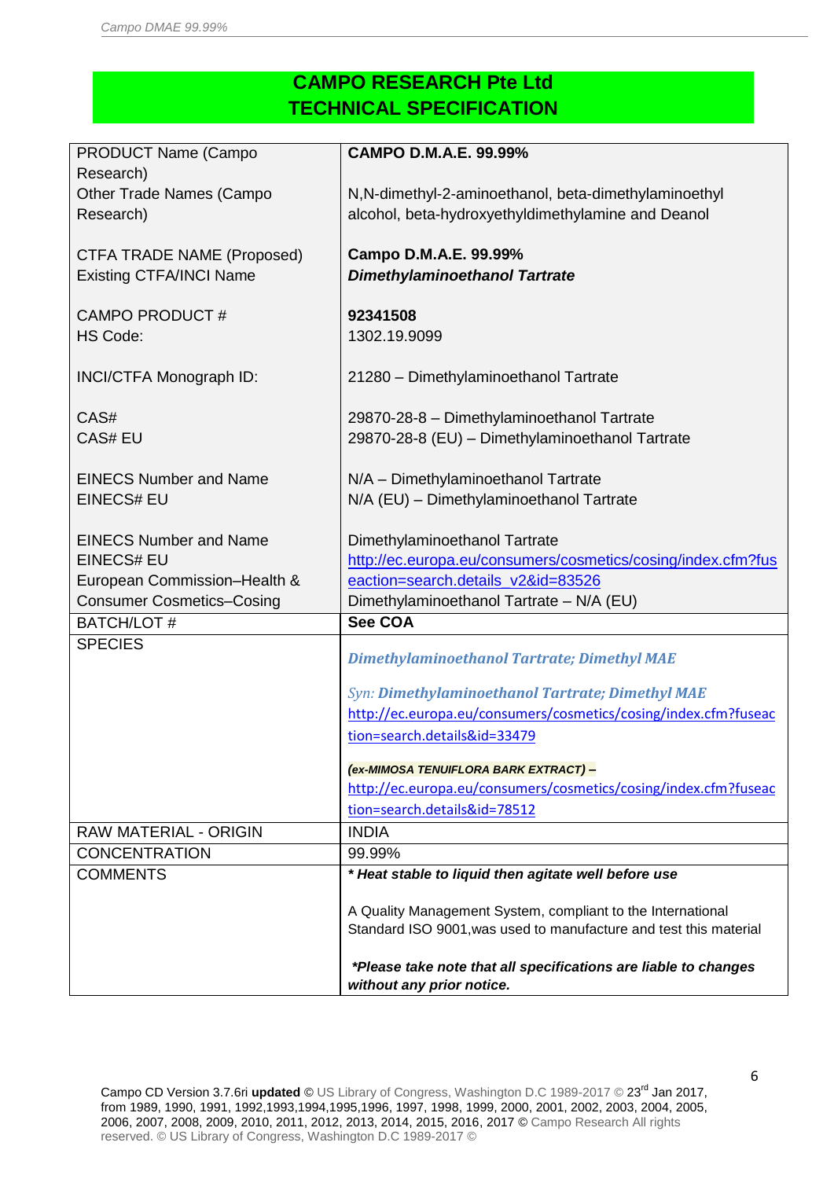## CAMPO RESEARCH Pte Ltd
## TECHNICAL SPECIFICATION

| | |
|---|---|
| PRODUCT Name (Campo Research)<br>Other Trade Names (Campo Research)<br><br>CTFA TRADE NAME (Proposed)<br>Existing CTFA/INCI Name<br><br>CAMPO PRODUCT #<br>HS Code:<br><br>INCI/CTFA Monograph ID:<br><br>CAS#<br>CAS# EU<br><br>EINECS Number and Name<br>EINECS# EU<br><br>EINECS Number and Name<br>EINECS# EU<br>European Commission–Health & Consumer Cosmetics–Cosing | **CAMPO D.M.A.E. 99.99%**<br>N,N-dimethyl-2-aminoethanol, beta-dimethylaminoethyl alcohol, beta-hydroxyethyldimethylamine and Deanol<br><br>**Campo D.M.A.E. 99.99%**<br>***Dimethylaminoethanol Tartrate***<br><br>**92341508**<br>1302.19.9099<br><br>21280 – Dimethylaminoethanol Tartrate<br><br>29870-28-8 – Dimethylaminoethanol Tartrate<br>29870-28-8 (EU) – Dimethylaminoethanol Tartrate<br><br>N/A – Dimethylaminoethanol Tartrate<br>N/A (EU) – Dimethylaminoethanol Tartrate<br><br>Dimethylaminoethanol Tartrate<br>http://ec.europa.eu/consumers/cosmetics/cosing/index.cfm?fuseaction=search.details_v2&id=83526<br>Dimethylaminoethanol Tartrate – N/A (EU) |
| BATCH/LOT # | **See COA** |
| SPECIES | ***Dimethylaminoethanol Tartrate; Dimethyl MAE***<br><br>*Syn:* ***Dimethylaminoethanol Tartrate; Dimethyl MAE***<br>http://ec.europa.eu/consumers/cosmetics/cosing/index.cfm?fuseaction=search.details&id=33479<br><br>***(ex-MIMOSA TENUIFLORA BARK EXTRACT) –***<br>http://ec.europa.eu/consumers/cosmetics/cosing/index.cfm?fuseaction=search.details&id=78512 |
| RAW MATERIAL - ORIGIN | INDIA |
| CONCENTRATION | 99.99% |
| COMMENTS | ***\* Heat stable to liquid then agitate well before use***<br><br>A Quality Management System, compliant to the International Standard ISO 9001,was used to manufacture and test this material<br><br>***\*Please take note that all specifications are liable to changes without any prior notice.*** |

Campo CD Version 3.7.6ri **updated** © US Library of Congress, Washington D.C 1989-2017 © 23rd Jan 2017, from 1989, 1990, 1991, 1992,1993,1994,1995,1996, 1997, 1998, 1999, 2000, 2001, 2002, 2003, 2004, 2005, 2006, 2007, 2008, 2009, 2010, 2011, 2012, 2013, 2014, 2015, 2016, 2017 **©** Campo Research All rights reserved. © US Library of Congress, Washington D.C 1989-2017 ©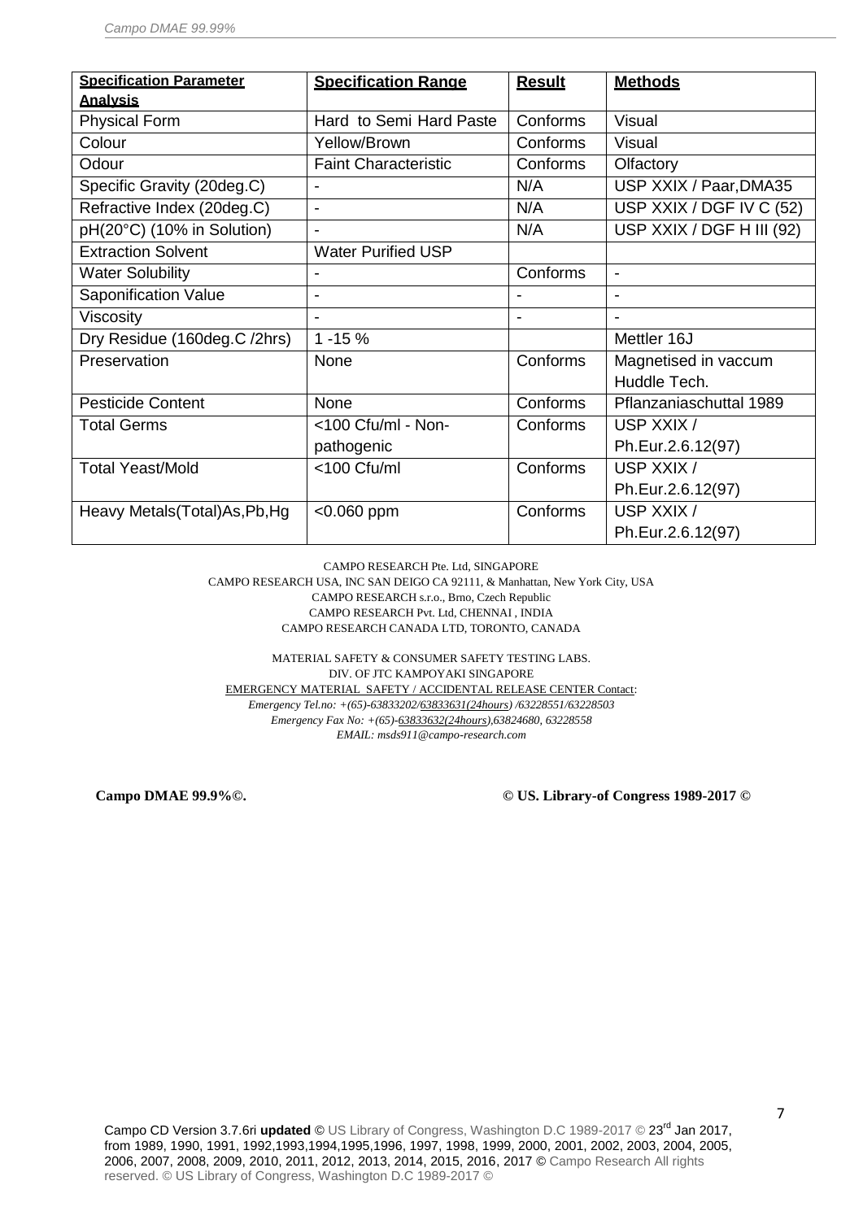| Specification Parameter Analysis | Specification Range | Result | Methods |
|---|---|---|---|
| Physical Form | Hard to Semi Hard Paste | Conforms | Visual |
| Colour | Yellow/Brown | Conforms | Visual |
| Odour | Faint Characteristic | Conforms | Olfactory |
| Specific Gravity (20deg.C) | - | N/A | USP XXIX / Paar,DMA35 |
| Refractive Index (20deg.C) | - | N/A | USP XXIX / DGF IV C (52) |
| pH(20°C) (10% in Solution) | - | N/A | USP XXIX / DGF H III (92) |
| Extraction Solvent | Water Purified USP | | |
| Water Solubility | - | Conforms | - |
| Saponification Value | - | - | - |
| Viscosity | - | - | - |
| Dry Residue (160deg.C /2hrs) | 1 -15 % | | Mettler 16J |
| Preservation | None | Conforms | Magnetised in vaccum Huddle Tech. |
| Pesticide Content | None | Conforms | Pflanzaniaschuttal 1989 |
| Total Germs | <100 Cfu/ml - Non-pathogenic | Conforms | USP XXIX / Ph.Eur.2.6.12(97) |
| Total Yeast/Mold | <100 Cfu/ml | Conforms | USP XXIX / Ph.Eur.2.6.12(97) |
| Heavy Metals(Total)As,Pb,Hg | <0.060 ppm | Conforms | USP XXIX / Ph.Eur.2.6.12(97) |

CAMPO RESEARCH Pte. Ltd, SINGAPORE
CAMPO RESEARCH USA, INC SAN DEIGO CA 92111, & Manhattan, New York City, USA
CAMPO RESEARCH s.r.o., Brno, Czech Republic
CAMPO RESEARCH Pvt. Ltd, CHENNAI , INDIA
CAMPO RESEARCH CANADA LTD, TORONTO, CANADA

MATERIAL SAFETY & CONSUMER SAFETY TESTING LABS.
DIV. OF JTC KAMPOYAKI SINGAPORE
EMERGENCY MATERIAL SAFETY / ACCIDENTAL RELEASE CENTER Contact:
*Emergency Tel.no: +(65)-63833202/63833631(24hours) /63228551/63228503*
*Emergency Fax No: +(65)-63833632(24hours),63824680, 63228558*
*EMAIL: msds911@campo-research.com*

**Campo DMAE 99.9%©.** **© US. Library-of Congress 1989-2017 ©**

Campo CD Version 3.7.6ri **updated** © US Library of Congress, Washington D.C 1989-2017 © 23rd Jan 2017, from 1989, 1990, 1991, 1992,1993,1994,1995,1996, 1997, 1998, 1999, 2000, 2001, 2002, 2003, 2004, 2005, 2006, 2007, 2008, 2009, 2010, 2011, 2012, 2013, 2014, 2015, 2016, 2017 © Campo Research All rights reserved. © US Library of Congress, Washington D.C 1989-2017 ©